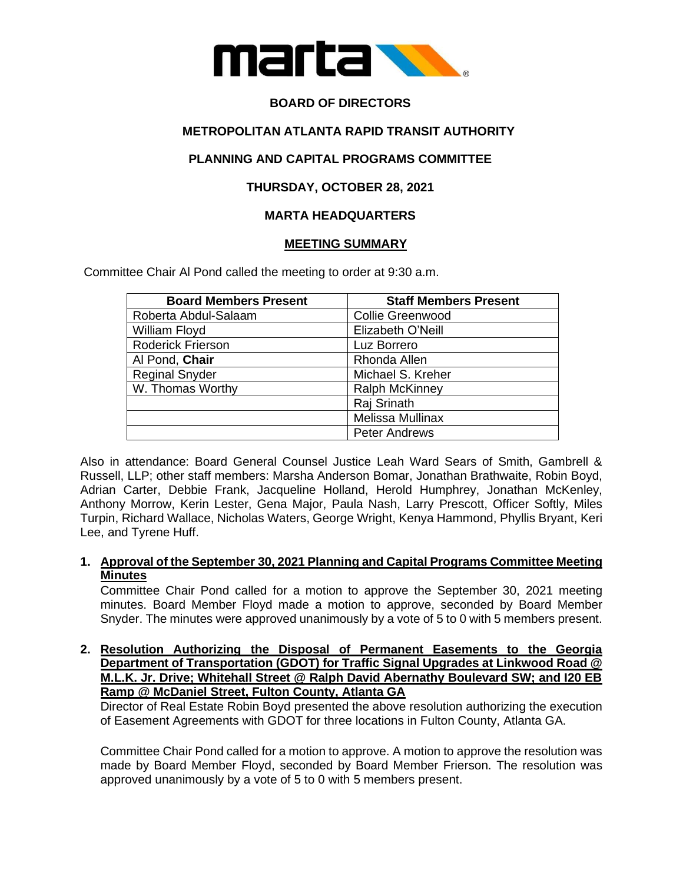**BOARD OF DIRECTORS**

**METROPOLITAN ATLANTA RAPID TRANSIT AUTHORITY**

**PLANNING AND CAPITAL PROGRAMS COMMITTEE**

**THURSDAY, OCTOBER 28, 2021**

**MARTA HEADQUARTERS**

**MEETING SUMMARY**

Committee Chair Al Pond called the meeting to order at 9:30 a.m.

| Board Members Present | Staff Members Present |
| --- | --- |
| Roberta Abdul-Salaam | Collie Greenwood |
| William Floyd | Elizabeth O'Neill |
| Roderick Frierson | Luz Borrero |
| Al Pond, **Chair** | Rhonda Allen |
| Reginal Snyder | Michael S. Kreher |
| W. Thomas Worthy | Ralph McKinney |
| | Raj Srinath |
| | Melissa Mullinax |
| | Peter Andrews |

Also in attendance: Board General Counsel Justice Leah Ward Sears of Smith, Gambrell & Russell, LLP; other staff members: Marsha Anderson Bomar, Jonathan Brathwaite, Robin Boyd, Adrian Carter, Debbie Frank, Jacqueline Holland, Herold Humphrey, Jonathan McKenley, Anthony Morrow, Kerin Lester, Gena Major, Paula Nash, Larry Prescott, Officer Softly, Miles Turpin, Richard Wallace, Nicholas Waters, George Wright, Kenya Hammond, Phyllis Bryant, Keri Lee, and Tyrene Huff.

**1. Approval of the September 30, 2021 Planning and Capital Programs Committee Meeting Minutes**

Committee Chair Pond called for a motion to approve the September 30, 2021 meeting minutes. Board Member Floyd made a motion to approve, seconded by Board Member Snyder. The minutes were approved unanimously by a vote of 5 to 0 with 5 members present.

**2. Resolution Authorizing the Disposal of Permanent Easements to the Georgia Department of Transportation (GDOT) for Traffic Signal Upgrades at Linkwood Road @ M.L.K. Jr. Drive; Whitehall Street @ Ralph David Abernathy Boulevard SW; and I20 EB Ramp @ McDaniel Street, Fulton County, Atlanta GA**

Director of Real Estate Robin Boyd presented the above resolution authorizing the execution of Easement Agreements with GDOT for three locations in Fulton County, Atlanta GA.

Committee Chair Pond called for a motion to approve. A motion to approve the resolution was made by Board Member Floyd, seconded by Board Member Frierson. The resolution was approved unanimously by a vote of 5 to 0 with 5 members present.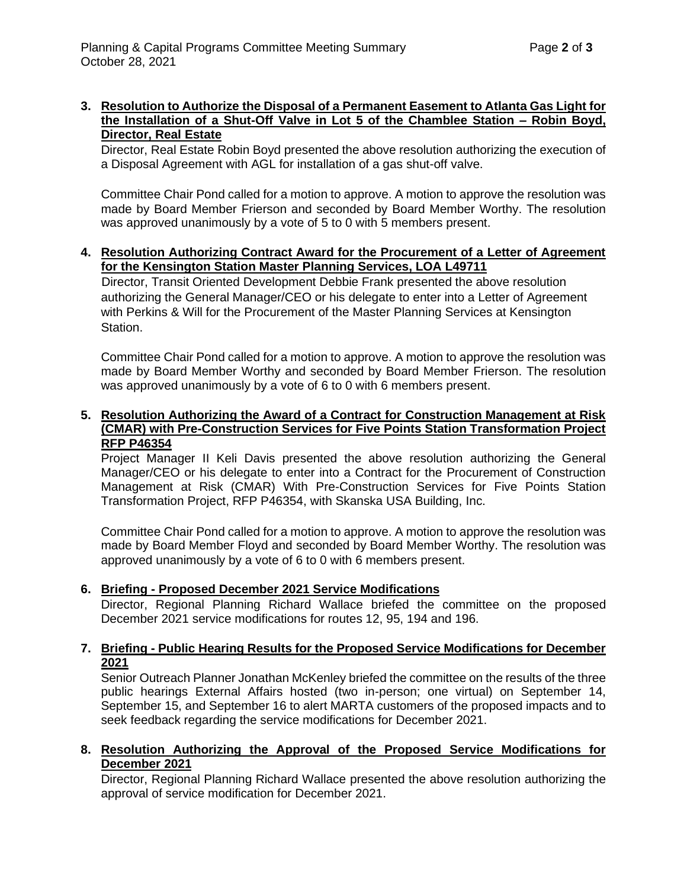**3. Resolution to Authorize the Disposal of a Permanent Easement to Atlanta Gas Light for the Installation of a Shut-Off Valve in Lot 5 of the Chamblee Station – Robin Boyd, Director, Real Estate**

Director, Real Estate Robin Boyd presented the above resolution authorizing the execution of a Disposal Agreement with AGL for installation of a gas shut-off valve.

Committee Chair Pond called for a motion to approve. A motion to approve the resolution was made by Board Member Frierson and seconded by Board Member Worthy. The resolution was approved unanimously by a vote of 5 to 0 with 5 members present.

**4. Resolution Authorizing Contract Award for the Procurement of a Letter of Agreement for the Kensington Station Master Planning Services, LOA L49711**

Director, Transit Oriented Development Debbie Frank presented the above resolution authorizing the General Manager/CEO or his delegate to enter into a Letter of Agreement with Perkins & Will for the Procurement of the Master Planning Services at Kensington Station.

Committee Chair Pond called for a motion to approve. A motion to approve the resolution was made by Board Member Worthy and seconded by Board Member Frierson. The resolution was approved unanimously by a vote of 6 to 0 with 6 members present.

**5. Resolution Authorizing the Award of a Contract for Construction Management at Risk (CMAR) with Pre-Construction Services for Five Points Station Transformation Project RFP P46354**

Project Manager II Keli Davis presented the above resolution authorizing the General Manager/CEO or his delegate to enter into a Contract for the Procurement of Construction Management at Risk (CMAR) With Pre-Construction Services for Five Points Station Transformation Project, RFP P46354, with Skanska USA Building, Inc.

Committee Chair Pond called for a motion to approve. A motion to approve the resolution was made by Board Member Floyd and seconded by Board Member Worthy. The resolution was approved unanimously by a vote of 6 to 0 with 6 members present.

**6. Briefing - Proposed December 2021 Service Modifications**

Director, Regional Planning Richard Wallace briefed the committee on the proposed December 2021 service modifications for routes 12, 95, 194 and 196.

**7. Briefing - Public Hearing Results for the Proposed Service Modifications for December 2021**

Senior Outreach Planner Jonathan McKenley briefed the committee on the results of the three public hearings External Affairs hosted (two in-person; one virtual) on September 14, September 15, and September 16 to alert MARTA customers of the proposed impacts and to seek feedback regarding the service modifications for December 2021.

**8. Resolution Authorizing the Approval of the Proposed Service Modifications for December 2021**

Director, Regional Planning Richard Wallace presented the above resolution authorizing the approval of service modification for December 2021.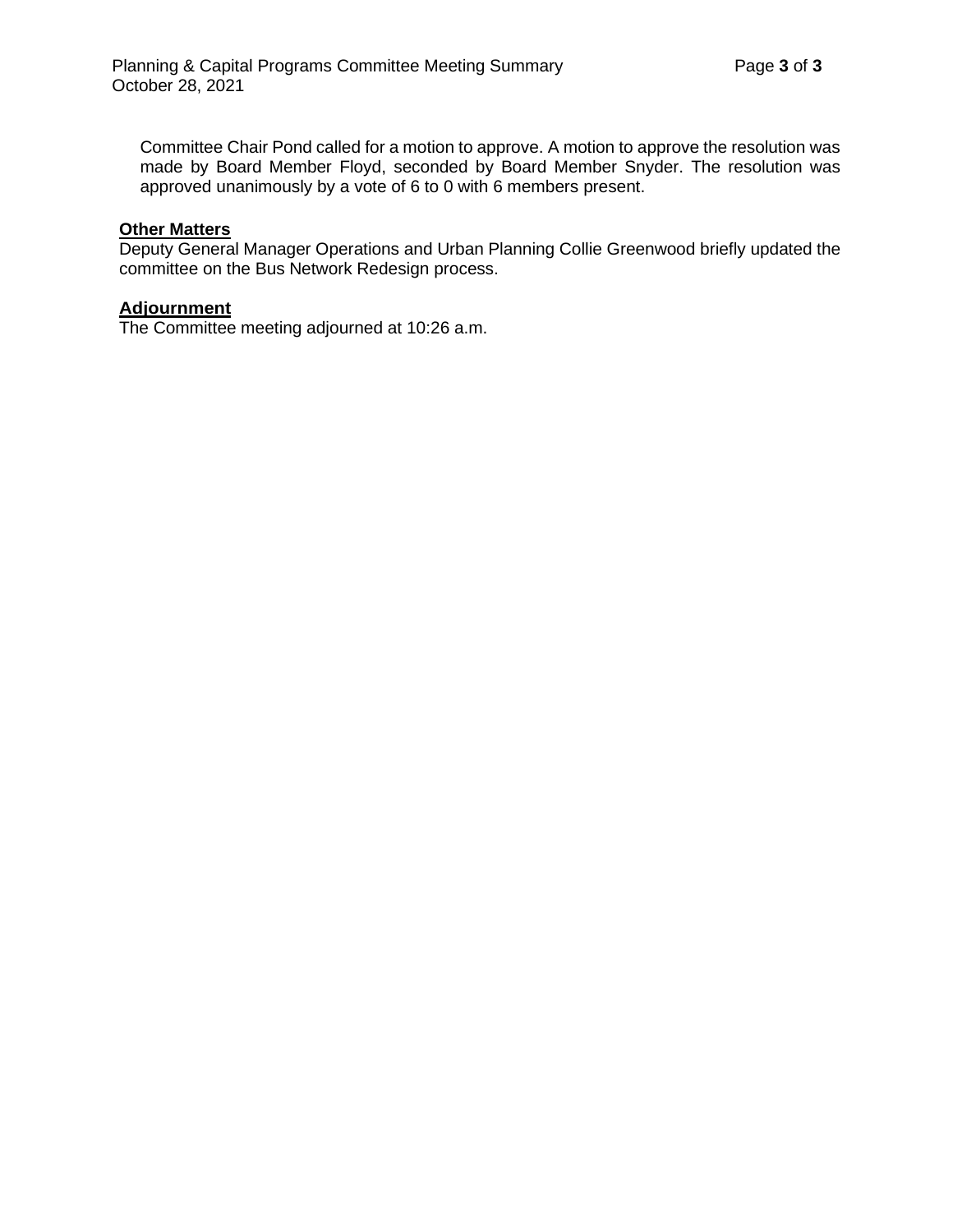Committee Chair Pond called for a motion to approve. A motion to approve the resolution was made by Board Member Floyd, seconded by Board Member Snyder. The resolution was approved unanimously by a vote of 6 to 0 with 6 members present.

**Other Matters**

Deputy General Manager Operations and Urban Planning Collie Greenwood briefly updated the committee on the Bus Network Redesign process.

**Adjournment**

The Committee meeting adjourned at 10:26 a.m.